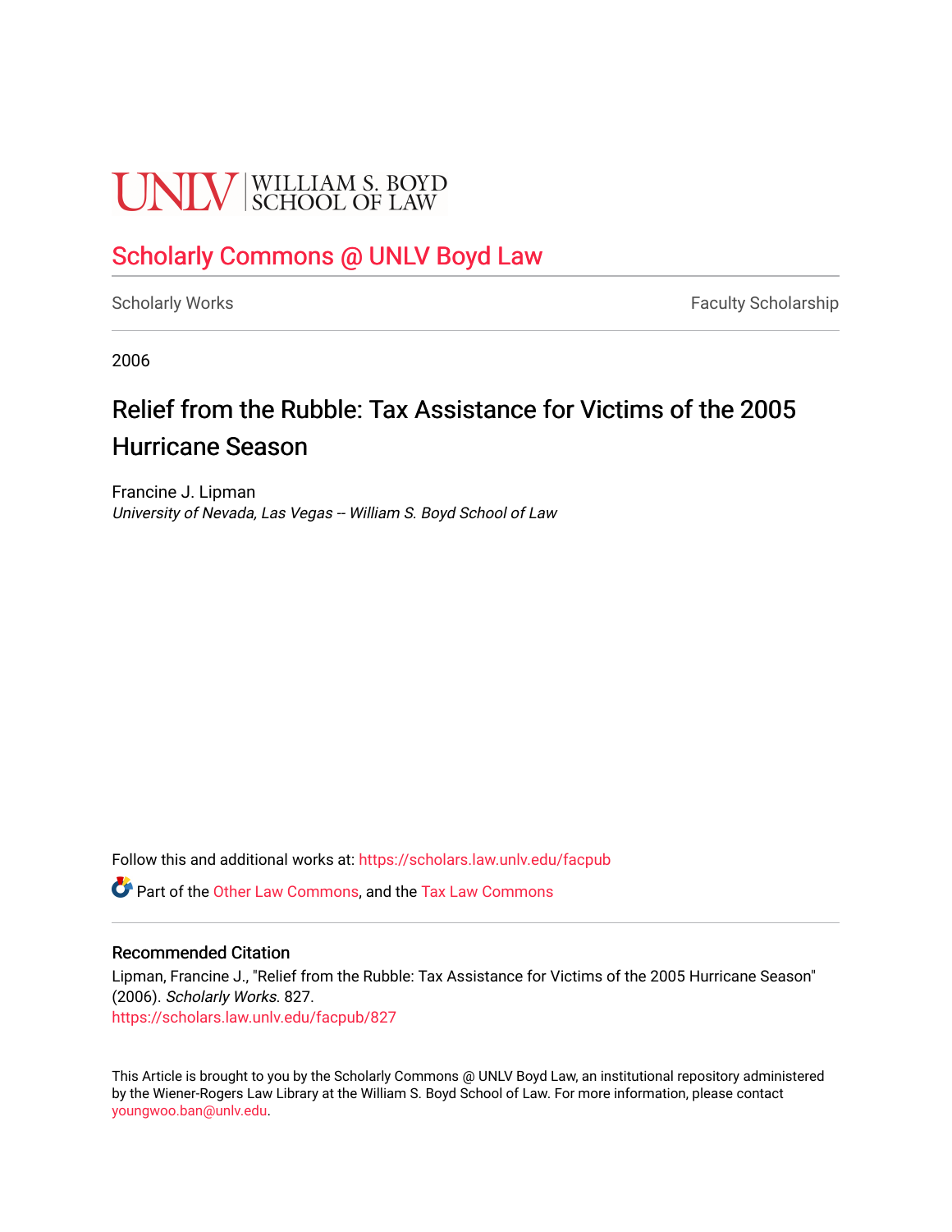UNLV | WILLIAM S. BOYD SCHOOL OF LAW

# Scholarly Commons @ UNLV Boyd Law

Scholarly Works | Faculty Scholarship

2006

## Relief from the Rubble: Tax Assistance for Victims of the 2005 Hurricane Season

Francine J. Lipman
*University of Nevada, Las Vegas -- William S. Boyd School of Law*

Follow this and additional works at: https://scholars.law.unlv.edu/facpub

Part of the Other Law Commons, and the Tax Law Commons

### Recommended Citation

Lipman, Francine J., "Relief from the Rubble: Tax Assistance for Victims of the 2005 Hurricane Season" (2006). *Scholarly Works*. 827.
https://scholars.law.unlv.edu/facpub/827

This Article is brought to you by the Scholarly Commons @ UNLV Boyd Law, an institutional repository administered by the Wiener-Rogers Law Library at the William S. Boyd School of Law. For more information, please contact youngwoo.ban@unlv.edu.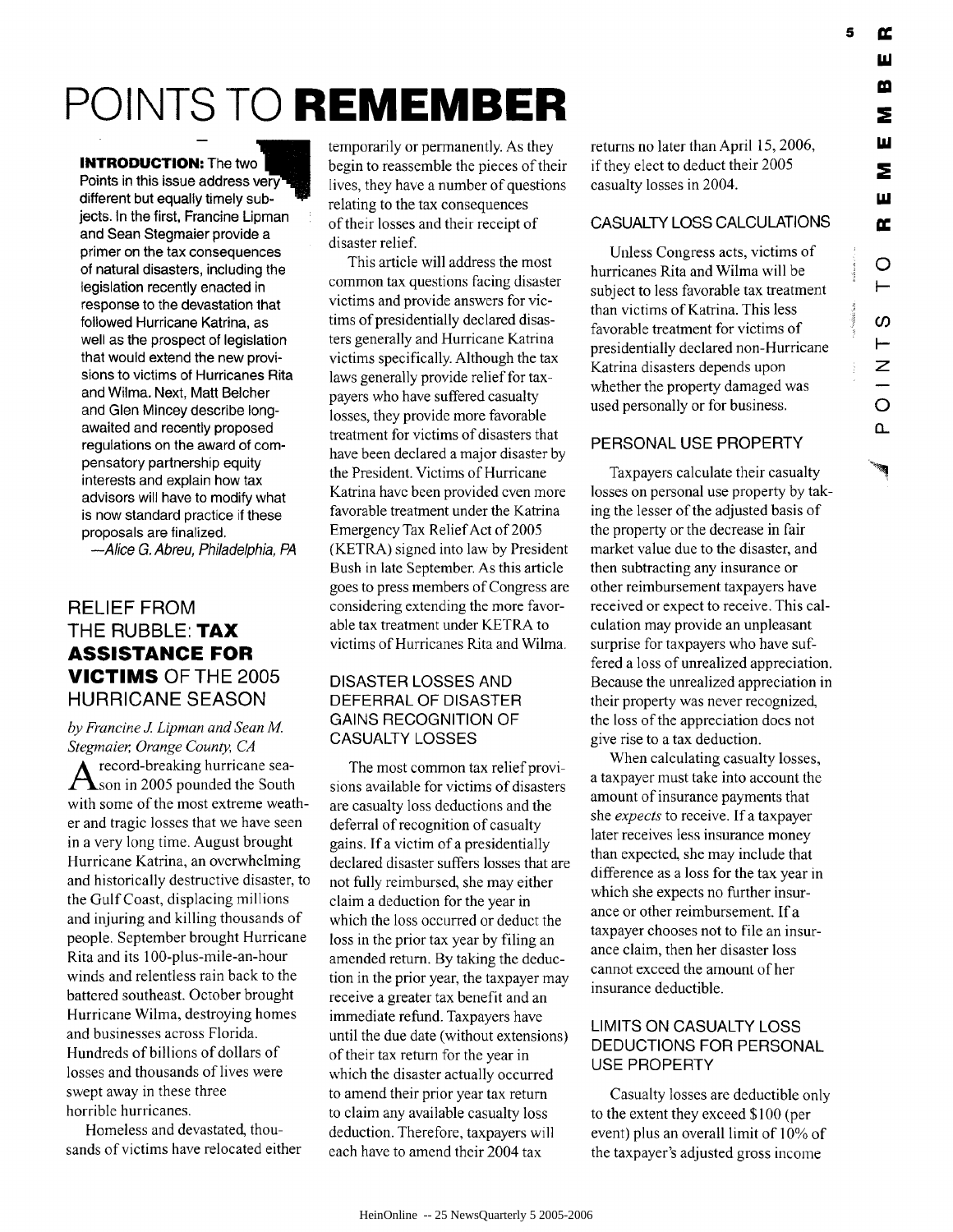# POINTS TO **REMEMBER**

**INTRODUCTION:** The two Points in this issue address very different but equally timely subjects. In the first, Francine Lipman and Sean Stegmaier provide a primer on the tax consequences of natural disasters, including the legislation recently enacted in response to the devastation that followed Hurricane Katrina, as well as the prospect of legislation that would extend the new provisions to victims of Hurricanes Rita and Wilma. Next, Matt Belcher and Glen Mincey describe long-awaited and recently proposed regulations on the award of compensatory partnership equity interests and explain how tax advisors will have to modify what is now standard practice if these proposals are finalized.

*—Alice G. Abreu, Philadelphia, PA*

## RELIEF FROM THE RUBBLE: **TAX ASSISTANCE FOR VICTIMS** OF THE 2005 HURRICANE SEASON

*by Francine J. Lipman and Sean M. Stegmaier, Orange County, CA*

A record-breaking hurricane season in 2005 pounded the South with some of the most extreme weather and tragic losses that we have seen in a very long time. August brought Hurricane Katrina, an overwhelming and historically destructive disaster, to the Gulf Coast, displacing millions and injuring and killing thousands of people. September brought Hurricane Rita and its 100-plus-mile-an-hour winds and relentless rain back to the battered southeast. October brought Hurricane Wilma, destroying homes and businesses across Florida. Hundreds of billions of dollars of losses and thousands of lives were swept away in these three horrible hurricanes.

Homeless and devastated, thousands of victims have relocated either temporarily or permanently. As they begin to reassemble the pieces of their lives, they have a number of questions relating to the tax consequences of their losses and their receipt of disaster relief.

This article will address the most common tax questions facing disaster victims and provide answers for victims of presidentially declared disasters generally and Hurricane Katrina victims specifically. Although the tax laws generally provide relief for taxpayers who have suffered casualty losses, they provide more favorable treatment for victims of disasters that have been declared a major disaster by the President. Victims of Hurricane Katrina have been provided even more favorable treatment under the Katrina Emergency Tax Relief Act of 2005 (KETRA) signed into law by President Bush in late September. As this article goes to press members of Congress are considering extending the more favorable tax treatment under KETRA to victims of Hurricanes Rita and Wilma.

### DISASTER LOSSES AND DEFERRAL OF DISASTER GAINS RECOGNITION OF CASUALTY LOSSES

The most common tax relief provisions available for victims of disasters are casualty loss deductions and the deferral of recognition of casualty gains. If a victim of a presidentially declared disaster suffers losses that are not fully reimbursed, she may either claim a deduction for the year in which the loss occurred or deduct the loss in the prior tax year by filing an amended return. By taking the deduction in the prior year, the taxpayer may receive a greater tax benefit and an immediate refund. Taxpayers have until the due date (without extensions) of their tax return for the year in which the disaster actually occurred to amend their prior year tax return to claim any available casualty loss deduction. Therefore, taxpayers will each have to amend their 2004 tax returns no later than April 15, 2006, if they elect to deduct their 2005 casualty losses in 2004.

### CASUALTY LOSS CALCULATIONS

Unless Congress acts, victims of hurricanes Rita and Wilma will be subject to less favorable tax treatment than victims of Katrina. This less favorable treatment for victims of presidentially declared non-Hurricane Katrina disasters depends upon whether the property damaged was used personally or for business.

### PERSONAL USE PROPERTY

Taxpayers calculate their casualty losses on personal use property by taking the lesser of the adjusted basis of the property or the decrease in fair market value due to the disaster, and then subtracting any insurance or other reimbursement taxpayers have received or expect to receive. This calculation may provide an unpleasant surprise for taxpayers who have suffered a loss of unrealized appreciation. Because the unrealized appreciation in their property was never recognized, the loss of the appreciation does not give rise to a tax deduction.

When calculating casualty losses, a taxpayer must take into account the amount of insurance payments that she *expects* to receive. If a taxpayer later receives less insurance money than expected, she may include that difference as a loss for the tax year in which she expects no further insurance or other reimbursement. If a taxpayer chooses not to file an insurance claim, then her disaster loss cannot exceed the amount of her insurance deductible.

### LIMITS ON CASUALTY LOSS DEDUCTIONS FOR PERSONAL USE PROPERTY

Casualty losses are deductible only to the extent they exceed $100 (per event) plus an overall limit of 10% of the taxpayer's adjusted gross income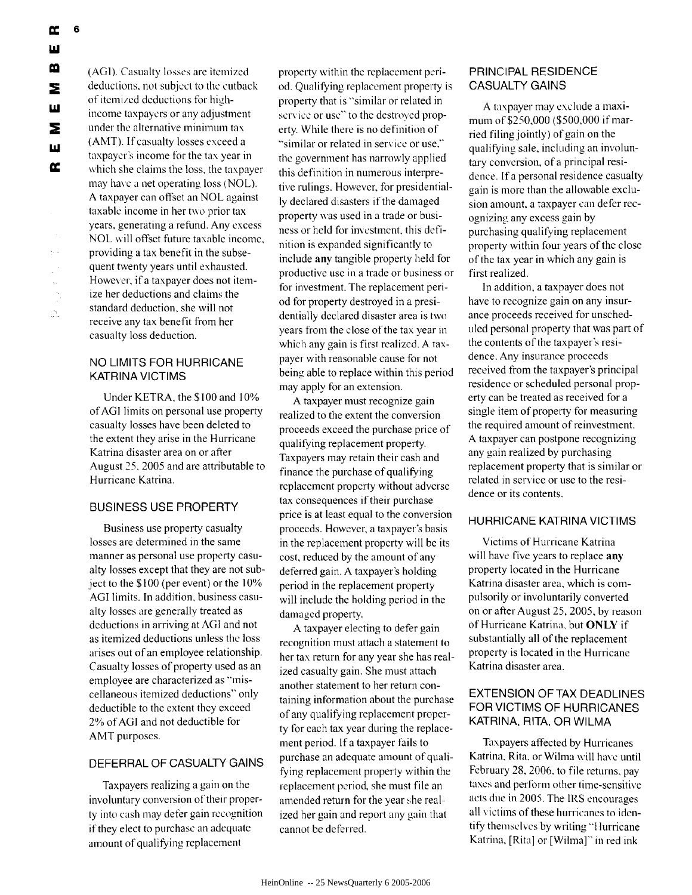(AGI). Casualty losses are itemized deductions, not subject to the cutback of itemized deductions for high-income taxpayers or any adjustment under the alternative minimum tax (AMT). If casualty losses exceed a taxpayer's income for the tax year in which she claims the loss, the taxpayer may have a net operating loss (NOL). A taxpayer can offset an NOL against taxable income in her two prior tax years, generating a refund. Any excess NOL will offset future taxable income, providing a tax benefit in the subsequent twenty years until exhausted. However, if a taxpayer does not itemize her deductions and claims the standard deduction, she will not receive any tax benefit from her casualty loss deduction.

### NO LIMITS FOR HURRICANE KATRINA VICTIMS

Under KETRA, the $100 and 10% of AGI limits on personal use property casualty losses have been deleted to the extent they arise in the Hurricane Katrina disaster area on or after August 25, 2005 and are attributable to Hurricane Katrina.

### BUSINESS USE PROPERTY

Business use property casualty losses are determined in the same manner as personal use property casualty losses except that they are not subject to the $100 (per event) or the 10% AGI limits. In addition, business casualty losses are generally treated as deductions in arriving at AGI and not as itemized deductions unless the loss arises out of an employee relationship. Casualty losses of property used as an employee are characterized as "miscellaneous itemized deductions" only deductible to the extent they exceed 2% of AGI and not deductible for AMT purposes.

### DEFERRAL OF CASUALTY GAINS

Taxpayers realizing a gain on the involuntary conversion of their property into cash may defer gain recognition if they elect to purchase an adequate amount of qualifying replacement property within the replacement period. Qualifying replacement property is property that is "similar or related in service or use" to the destroyed property. While there is no definition of "similar or related in service or use," the government has narrowly applied this definition in numerous interpretive rulings. However, for presidentially declared disasters if the damaged property was used in a trade or business or held for investment, this definition is expanded significantly to include **any** tangible property held for productive use in a trade or business or for investment. The replacement period for property destroyed in a presidentially declared disaster area is two years from the close of the tax year in which any gain is first realized. A taxpayer with reasonable cause for not being able to replace within this period may apply for an extension.

A taxpayer must recognize gain realized to the extent the conversion proceeds exceed the purchase price of qualifying replacement property. Taxpayers may retain their cash and finance the purchase of qualifying replacement property without adverse tax consequences if their purchase price is at least equal to the conversion proceeds. However, a taxpayer's basis in the replacement property will be its cost, reduced by the amount of any deferred gain. A taxpayer's holding period in the replacement property will include the holding period in the damaged property.

A taxpayer electing to defer gain recognition must attach a statement to her tax return for any year she has realized casualty gain. She must attach another statement to her return containing information about the purchase of any qualifying replacement property for each tax year during the replacement period. If a taxpayer fails to purchase an adequate amount of qualifying replacement property within the replacement period, she must file an amended return for the year she realized her gain and report any gain that cannot be deferred.

### PRINCIPAL RESIDENCE CASUALTY GAINS

A taxpayer may exclude a maximum of $250,000 ($500,000 if married filing jointly) of gain on the qualifying sale, including an involuntary conversion, of a principal residence. If a personal residence casualty gain is more than the allowable exclusion amount, a taxpayer can defer recognizing any excess gain by purchasing qualifying replacement property within four years of the close of the tax year in which any gain is first realized.

In addition, a taxpayer does not have to recognize gain on any insurance proceeds received for unscheduled personal property that was part of the contents of the taxpayer's residence. Any insurance proceeds received from the taxpayer's principal residence or scheduled personal property can be treated as received for a single item of property for measuring the required amount of reinvestment. A taxpayer can postpone recognizing any gain realized by purchasing replacement property that is similar or related in service or use to the residence or its contents.

### HURRICANE KATRINA VICTIMS

Victims of Hurricane Katrina will have five years to replace **any** property located in the Hurricane Katrina disaster area, which is compulsorily or involuntarily converted on or after August 25, 2005, by reason of Hurricane Katrina, but **ONLY** if substantially all of the replacement property is located in the Hurricane Katrina disaster area.

### EXTENSION OF TAX DEADLINES FOR VICTIMS OF HURRICANES KATRINA, RITA, OR WILMA

Taxpayers affected by Hurricanes Katrina, Rita, or Wilma will have until February 28, 2006, to file returns, pay taxes and perform other time-sensitive acts due in 2005. The IRS encourages all victims of these hurricanes to identify themselves by writing "Hurricane Katrina, [Rita] or [Wilma]" in red ink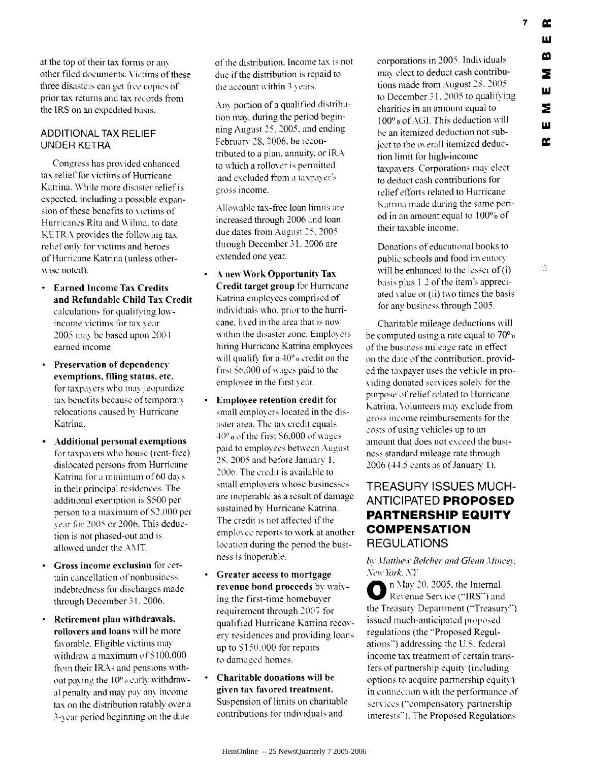at the top of their tax forms or any other filed documents. Victims of these three disasters can get free copies of prior tax returns and tax records from the IRS on an expedited basis.

## ADDITIONAL TAX RELIEF UNDER KETRA

Congress has provided enhanced tax relief for victims of Hurricane Katrina. While more disaster relief is expected, including a possible expansion of these benefits to victims of Hurricanes Rita and Wilma, to date KETRA provides the following tax relief only for victims and heroes of Hurricane Katrina (unless otherwise noted).

- **Earned Income Tax Credits and Refundable Child Tax Credit** calculations for qualifying low-income victims for tax year 2005 may be based upon 2004 earned income.
- **Preservation of dependency exemptions, filing status, etc.** for taxpayers who may jeopardize tax benefits because of temporary relocations caused by Hurricane Katrina.
- **Additional personal exemptions** for taxpayers who house (rent-free) dislocated persons from Hurricane Katrina for a minimum of 60 days in their principal residences. The additional exemption is \$500 per person to a maximum of \$2,000 per year for 2005 or 2006. This deduction is not phased-out and is allowed under the AMT.
- **Gross income exclusion** for certain cancellation of nonbusiness indebtedness for discharges made through December 31, 2006.
- **Retirement plan withdrawals, rollovers and loans** will be more favorable. Eligible victims may withdraw a maximum of \$100,000 from their IRAs and pensions without paying the 10% early withdrawal penalty and may pay any income tax on the distribution ratably over a 3-year period beginning on the date of the distribution. Income tax is not due if the distribution is repaid to the account within 3 years.

  Any portion of a qualified distribution may, during the period beginning August 25, 2005, and ending February 28, 2006, be recontributed to a plan, annuity, or IRA to which a rollover is permitted and excluded from a taxpayer's gross income.

  Allowable tax-free loan limits are increased through 2006 and loan due dates from August 25, 2005 through December 31, 2006 are extended one year.
- **A new Work Opportunity Tax Credit target group** for Hurricane Katrina employees comprised of individuals who, prior to the hurricane, lived in the area that is now within the disaster zone. Employers hiring Hurricane Katrina employees will qualify for a 40% credit on the first \$6,000 of wages paid to the employee in the first year.
- **Employee retention credit** for small employers located in the disaster area. The tax credit equals 40% of the first \$6,000 of wages paid to employees between August 28, 2005 and before January 1, 2006. The credit is available to small employers whose businesses are inoperable as a result of damage sustained by Hurricane Katrina. The credit is not affected if the employee reports to work at another location during the period the business is inoperable.
- **Greater access to mortgage revenue bond proceeds** by waiving the first-time homebuyer requirement through 2007 for qualified Hurricane Katrina recovery residences and providing loans up to \$150,000 for repairs to damaged homes.
- **Charitable donations will be given tax favored treatment.** Suspension of limits on charitable contributions for individuals and corporations in 2005. Individuals may elect to deduct cash contributions made from August 28, 2005 to December 31, 2005 to qualifying charities in an amount equal to 100% of AGI. This deduction will be an itemized deduction not subject to the overall itemized deduction limit for high-income taxpayers. Corporations may elect to deduct cash contributions for relief efforts related to Hurricane Katrina made during the same period in an amount equal to 100% of their taxable income.

  Donations of educational books to public schools and food inventory will be enhanced to the lesser of (i) basis plus 1/2 of the item's appreciated value or (ii) two times the basis for any business through 2005.

Charitable mileage deductions will be computed using a rate equal to 70% of the business mileage rate in effect on the date of the contribution, provided the taxpayer uses the vehicle in providing donated services solely for the purpose of relief related to Hurricane Katrina. Volunteers may exclude from gross income reimbursements for the costs of using vehicles up to an amount that does not exceed the business standard mileage rate through 2006 (44.5 cents as of January 1).

## TREASURY ISSUES MUCH-ANTICIPATED **PROPOSED PARTNERSHIP EQUITY COMPENSATION** REGULATIONS

*by Matthew Belcher and Glenn Mincey, New York, NY*

On May 20, 2005, the Internal Revenue Service ("IRS") and the Treasury Department ("Treasury") issued much-anticipated proposed regulations (the "Proposed Regulations") addressing the U.S. federal income tax treatment of certain transfers of partnership equity (including options to acquire partnership equity) in connection with the performance of services ("compensatory partnership interests"). The Proposed Regulations